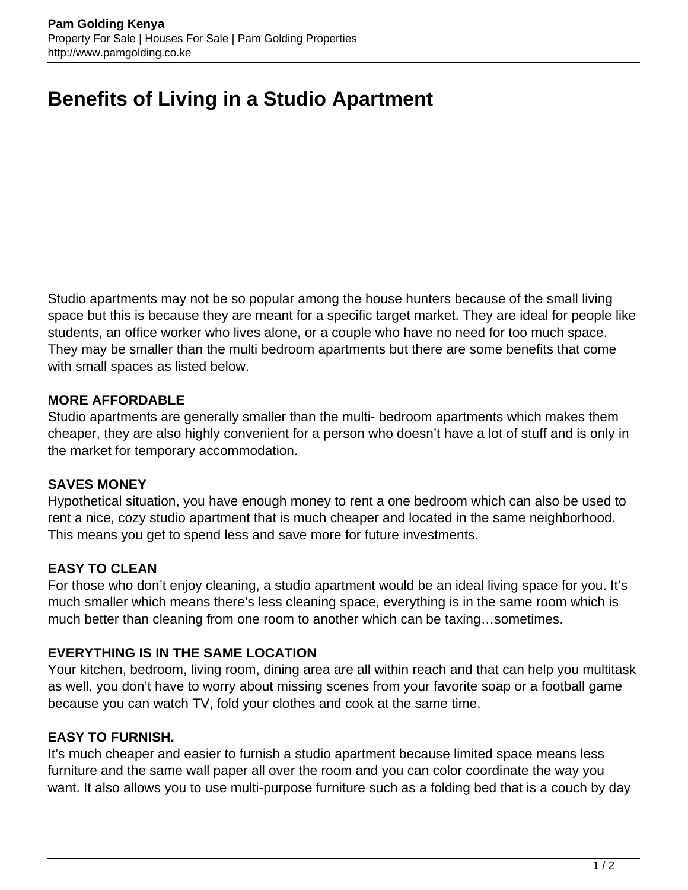# Benefits of Living in a Studio Apartment

Studio apartments may not be so popular among the house hunters because of the small living space but this is because they are meant for a specific target market. They are ideal for people like students, an office worker who lives alone, or a couple who have no need for too much space. They may be smaller than the multi bedroom apartments but there are some benefits that come with small spaces as listed below.

**MORE AFFORDABLE**
Studio apartments are generally smaller than the multi- bedroom apartments which makes them cheaper, they are also highly convenient for a person who doesn't have a lot of stuff and is only in the market for temporary accommodation.

**SAVES MONEY**
Hypothetical situation, you have enough money to rent a one bedroom which can also be used to rent a nice, cozy studio apartment that is much cheaper and located in the same neighborhood. This means you get to spend less and save more for future investments.

**EASY TO CLEAN**
For those who don't enjoy cleaning, a studio apartment would be an ideal living space for you. It's much smaller which means there's less cleaning space, everything is in the same room which is much better than cleaning from one room to another which can be taxing…sometimes.

**EVERYTHING IS IN THE SAME LOCATION**
Your kitchen, bedroom, living room, dining area are all within reach and that can help you multitask as well, you don't have to worry about missing scenes from your favorite soap or a football game because you can watch TV, fold your clothes and cook at the same time.

**EASY TO FURNISH.**
It's much cheaper and easier to furnish a studio apartment because limited space means less furniture and the same wall paper all over the room and you can color coordinate the way you want. It also allows you to use multi-purpose furniture such as a folding bed that is a couch by day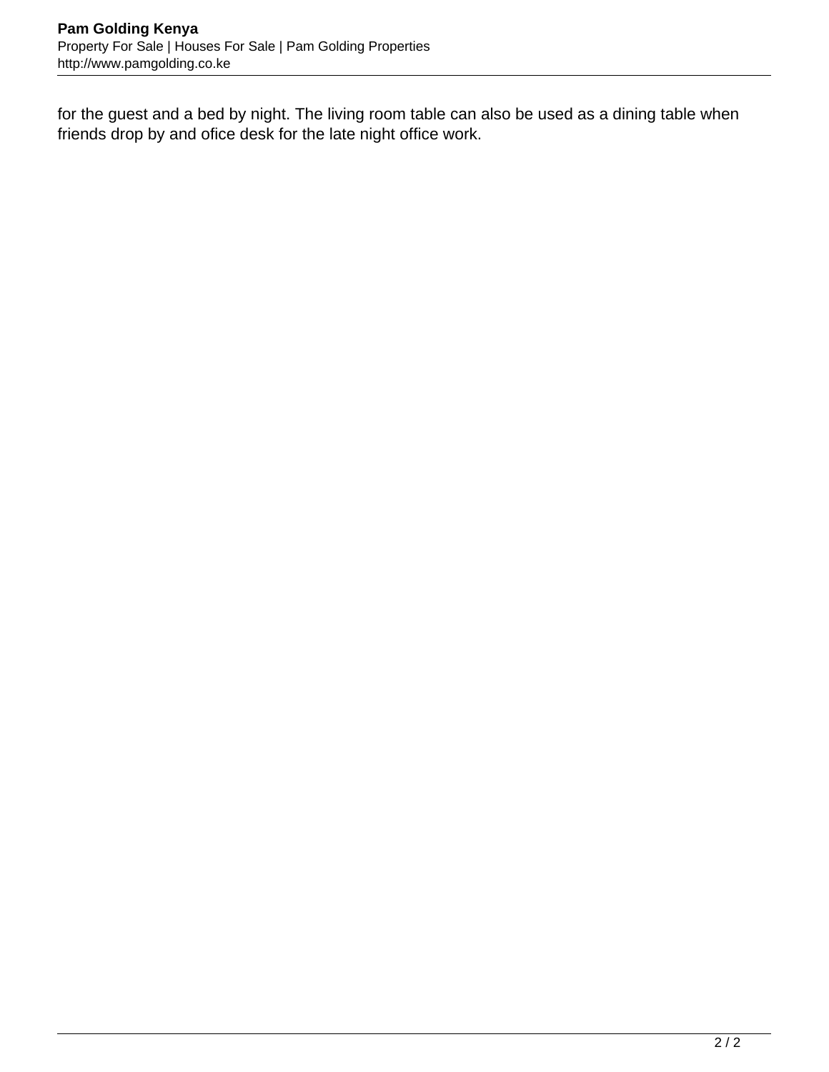for the guest and a bed by night. The living room table can also be used as a dining table when friends drop by and ofice desk for the late night office work.